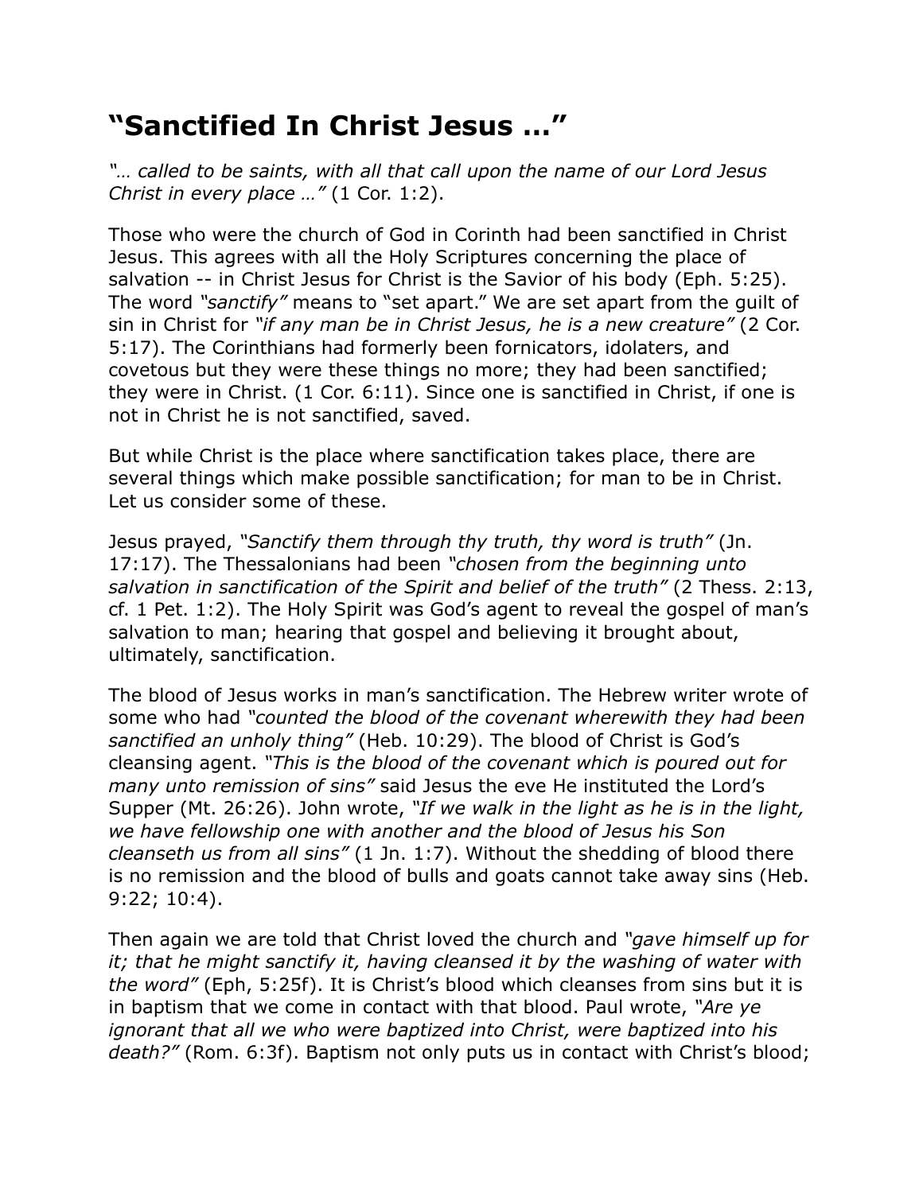# "Sanctified In Christ Jesus …"

*"… called to be saints, with all that call upon the name of our Lord Jesus Christ in every place …"* (1 Cor. 1:2).

Those who were the church of God in Corinth had been sanctified in Christ Jesus. This agrees with all the Holy Scriptures concerning the place of salvation -- in Christ Jesus for Christ is the Savior of his body (Eph. 5:25). The word *"sanctify"* means to "set apart." We are set apart from the guilt of sin in Christ for *"if any man be in Christ Jesus, he is a new creature"* (2 Cor. 5:17). The Corinthians had formerly been fornicators, idolaters, and covetous but they were these things no more; they had been sanctified; they were in Christ. (1 Cor. 6:11). Since one is sanctified in Christ, if one is not in Christ he is not sanctified, saved.

But while Christ is the place where sanctification takes place, there are several things which make possible sanctification; for man to be in Christ. Let us consider some of these.

Jesus prayed, *"Sanctify them through thy truth, thy word is truth"* (Jn. 17:17). The Thessalonians had been *"chosen from the beginning unto salvation in sanctification of the Spirit and belief of the truth"* (2 Thess. 2:13, cf. 1 Pet. 1:2). The Holy Spirit was God's agent to reveal the gospel of man's salvation to man; hearing that gospel and believing it brought about, ultimately, sanctification.

The blood of Jesus works in man's sanctification. The Hebrew writer wrote of some who had *"counted the blood of the covenant wherewith they had been sanctified an unholy thing"* (Heb. 10:29). The blood of Christ is God's cleansing agent. *"This is the blood of the covenant which is poured out for many unto remission of sins"* said Jesus the eve He instituted the Lord's Supper (Mt. 26:26). John wrote, *"If we walk in the light as he is in the light, we have fellowship one with another and the blood of Jesus his Son cleanseth us from all sins"* (1 Jn. 1:7). Without the shedding of blood there is no remission and the blood of bulls and goats cannot take away sins (Heb. 9:22; 10:4).

Then again we are told that Christ loved the church and *"gave himself up for it; that he might sanctify it, having cleansed it by the washing of water with the word"* (Eph, 5:25f). It is Christ's blood which cleanses from sins but it is in baptism that we come in contact with that blood. Paul wrote, *"Are ye ignorant that all we who were baptized into Christ, were baptized into his death?"* (Rom. 6:3f). Baptism not only puts us in contact with Christ's blood;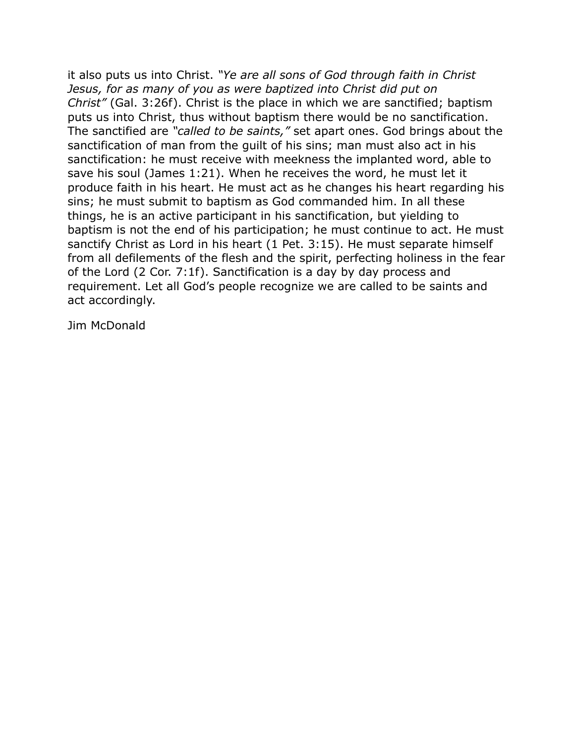it also puts us into Christ. *"Ye are all sons of God through faith in Christ Jesus, for as many of you as were baptized into Christ did put on Christ"* (Gal. 3:26f). Christ is the place in which we are sanctified; baptism puts us into Christ, thus without baptism there would be no sanctification. The sanctified are *"called to be saints,"* set apart ones. God brings about the sanctification of man from the guilt of his sins; man must also act in his sanctification: he must receive with meekness the implanted word, able to save his soul (James 1:21). When he receives the word, he must let it produce faith in his heart. He must act as he changes his heart regarding his sins; he must submit to baptism as God commanded him. In all these things, he is an active participant in his sanctification, but yielding to baptism is not the end of his participation; he must continue to act. He must sanctify Christ as Lord in his heart (1 Pet. 3:15). He must separate himself from all defilements of the flesh and the spirit, perfecting holiness in the fear of the Lord (2 Cor. 7:1f). Sanctification is a day by day process and requirement. Let all God's people recognize we are called to be saints and act accordingly.

Jim McDonald